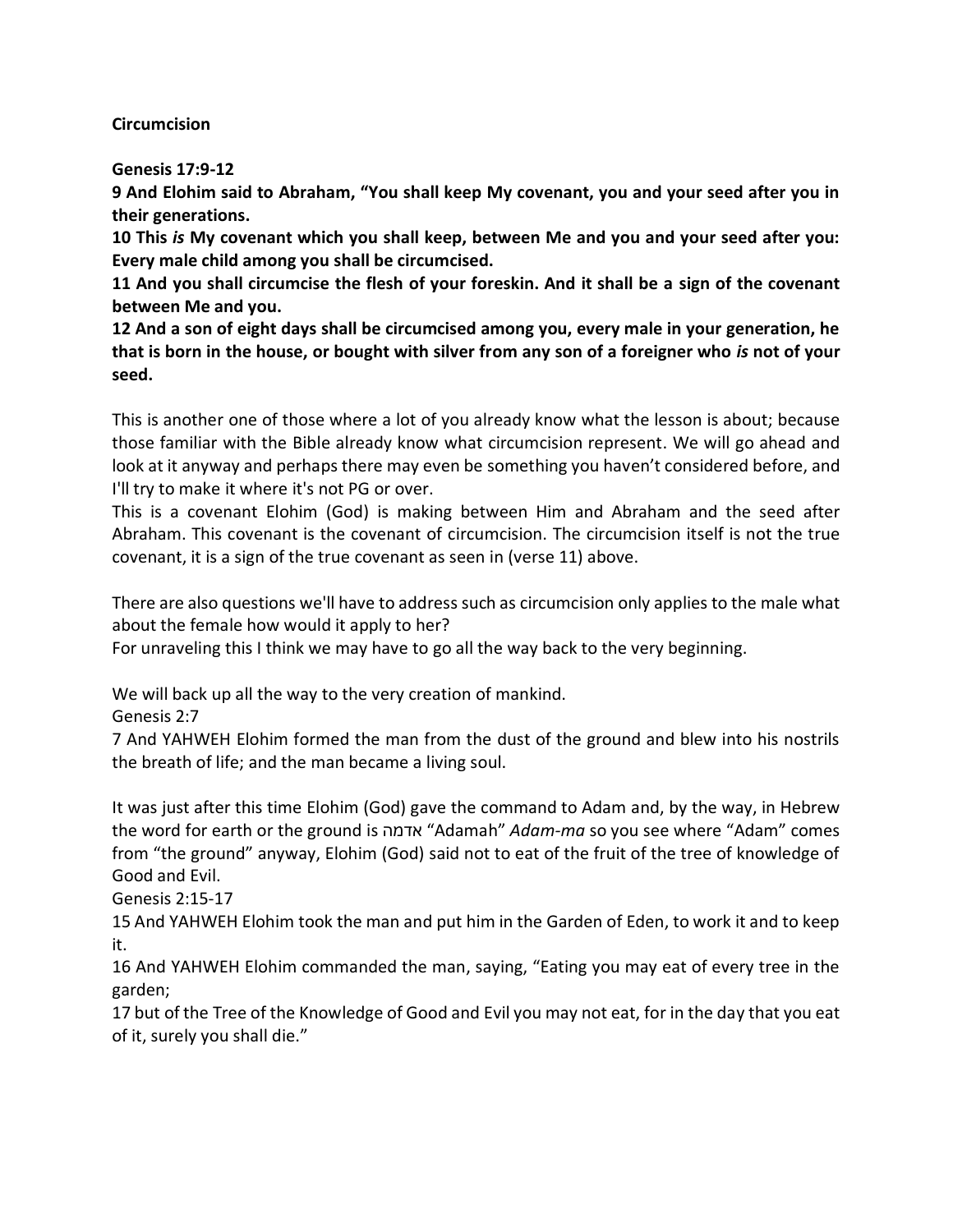**Circumcision**

**Genesis 17:9-12**

**9 And Elohim said to Abraham, "You shall keep My covenant, you and your seed after you in their generations.**

**10 This *is* My covenant which you shall keep, between Me and you and your seed after you: Every male child among you shall be circumcised.**

**11 And you shall circumcise the flesh of your foreskin. And it shall be a sign of the covenant between Me and you.**

**12 And a son of eight days shall be circumcised among you, every male in your generation, he that is born in the house, or bought with silver from any son of a foreigner who *is* not of your seed.**

This is another one of those where a lot of you already know what the lesson is about; because those familiar with the Bible already know what circumcision represent. We will go ahead and look at it anyway and perhaps there may even be something you haven't considered before, and I'll try to make it where it's not PG or over.

This is a covenant Elohim (God) is making between Him and Abraham and the seed after Abraham. This covenant is the covenant of circumcision. The circumcision itself is not the true covenant, it is a sign of the true covenant as seen in (verse 11) above.

There are also questions we'll have to address such as circumcision only applies to the male what about the female how would it apply to her?

For unraveling this I think we may have to go all the way back to the very beginning.

We will back up all the way to the very creation of mankind.

Genesis 2:7

7 And YAHWEH Elohim formed the man from the dust of the ground and blew into his nostrils the breath of life; and the man became a living soul.

It was just after this time Elohim (God) gave the command to Adam and, by the way, in Hebrew the word for earth or the ground is אדמה "Adamah" *Adam-ma* so you see where "Adam" comes from "the ground" anyway, Elohim (God) said not to eat of the fruit of the tree of knowledge of Good and Evil.

Genesis 2:15-17

15 And YAHWEH Elohim took the man and put him in the Garden of Eden, to work it and to keep it.

16 And YAHWEH Elohim commanded the man, saying, "Eating you may eat of every tree in the garden;

17 but of the Tree of the Knowledge of Good and Evil you may not eat, for in the day that you eat of it, surely you shall die."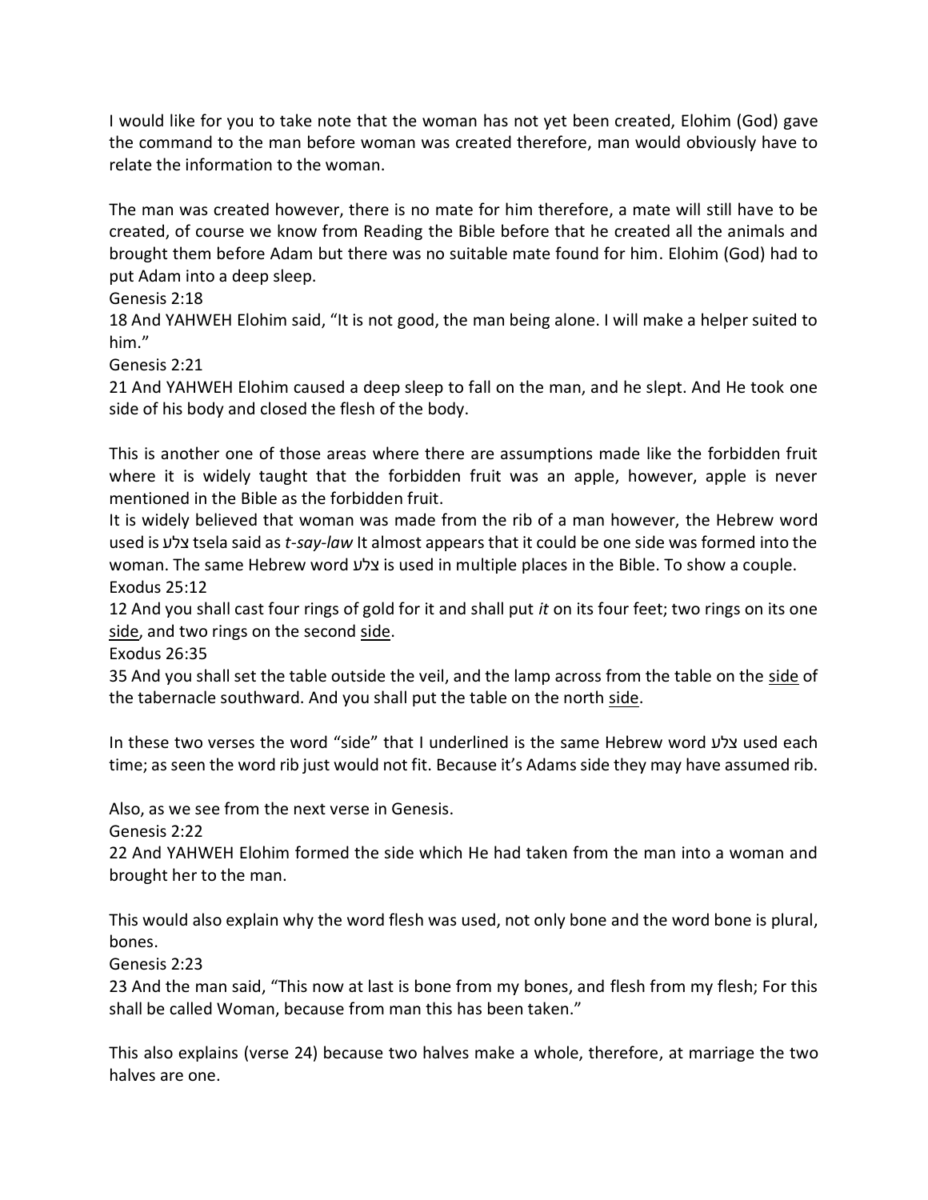I would like for you to take note that the woman has not yet been created, Elohim (God) gave the command to the man before woman was created therefore, man would obviously have to relate the information to the woman.

The man was created however, there is no mate for him therefore, a mate will still have to be created, of course we know from Reading the Bible before that he created all the animals and brought them before Adam but there was no suitable mate found for him. Elohim (God) had to put Adam into a deep sleep.

Genesis 2:18

18 And YAHWEH Elohim said, "It is not good, the man being alone. I will make a helper suited to him."

Genesis 2:21

21 And YAHWEH Elohim caused a deep sleep to fall on the man, and he slept. And He took one side of his body and closed the flesh of the body.

This is another one of those areas where there are assumptions made like the forbidden fruit where it is widely taught that the forbidden fruit was an apple, however, apple is never mentioned in the Bible as the forbidden fruit.

It is widely believed that woman was made from the rib of a man however, the Hebrew word used is צלע tsela said as *t-say-law* It almost appears that it could be one side was formed into the woman. The same Hebrew word צלע is used in multiple places in the Bible. To show a couple.

Exodus 25:12

12 And you shall cast four rings of gold for it and shall put *it* on its four feet; two rings on its one side, and two rings on the second side.

Exodus 26:35

35 And you shall set the table outside the veil, and the lamp across from the table on the side of the tabernacle southward. And you shall put the table on the north side.

In these two verses the word "side" that I underlined is the same Hebrew word צלע used each time; as seen the word rib just would not fit. Because it's Adams side they may have assumed rib.

Also, as we see from the next verse in Genesis.

Genesis 2:22

22 And YAHWEH Elohim formed the side which He had taken from the man into a woman and brought her to the man.

This would also explain why the word flesh was used, not only bone and the word bone is plural, bones.

Genesis 2:23

23 And the man said, "This now at last is bone from my bones, and flesh from my flesh; For this shall be called Woman, because from man this has been taken."

This also explains (verse 24) because two halves make a whole, therefore, at marriage the two halves are one.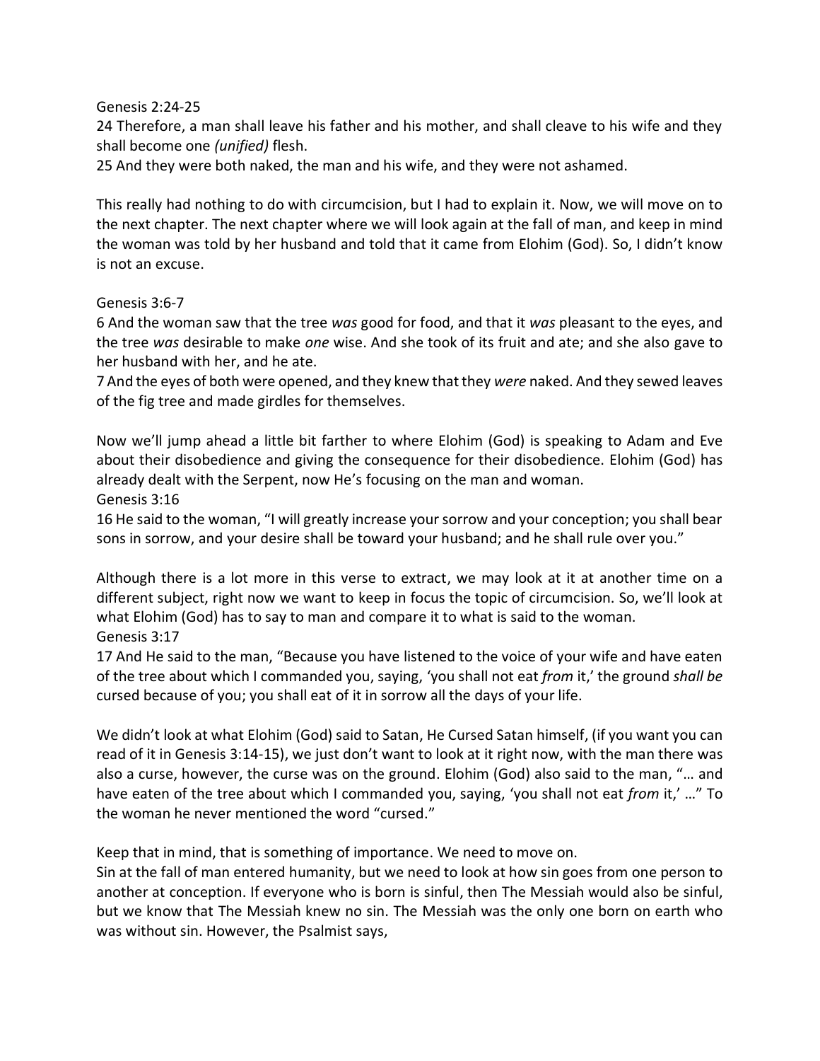Genesis 2:24-25

24 Therefore, a man shall leave his father and his mother, and shall cleave to his wife and they shall become one *(unified)* flesh.

25 And they were both naked, the man and his wife, and they were not ashamed.

This really had nothing to do with circumcision, but I had to explain it. Now, we will move on to the next chapter. The next chapter where we will look again at the fall of man, and keep in mind the woman was told by her husband and told that it came from Elohim (God). So, I didn't know is not an excuse.

Genesis 3:6-7

6 And the woman saw that the tree *was* good for food, and that it *was* pleasant to the eyes, and the tree *was* desirable to make *one* wise. And she took of its fruit and ate; and she also gave to her husband with her, and he ate.

7 And the eyes of both were opened, and they knew that they *were* naked. And they sewed leaves of the fig tree and made girdles for themselves.

Now we'll jump ahead a little bit farther to where Elohim (God) is speaking to Adam and Eve about their disobedience and giving the consequence for their disobedience. Elohim (God) has already dealt with the Serpent, now He's focusing on the man and woman.

Genesis 3:16

16 He said to the woman, "I will greatly increase your sorrow and your conception; you shall bear sons in sorrow, and your desire shall be toward your husband; and he shall rule over you."

Although there is a lot more in this verse to extract, we may look at it at another time on a different subject, right now we want to keep in focus the topic of circumcision. So, we'll look at what Elohim (God) has to say to man and compare it to what is said to the woman.

Genesis 3:17

17 And He said to the man, "Because you have listened to the voice of your wife and have eaten of the tree about which I commanded you, saying, 'you shall not eat *from* it,' the ground *shall be* cursed because of you; you shall eat of it in sorrow all the days of your life.

We didn't look at what Elohim (God) said to Satan, He Cursed Satan himself, (if you want you can read of it in Genesis 3:14-15), we just don't want to look at it right now, with the man there was also a curse, however, the curse was on the ground. Elohim (God) also said to the man, "… and have eaten of the tree about which I commanded you, saying, 'you shall not eat *from* it,' …" To the woman he never mentioned the word "cursed."

Keep that in mind, that is something of importance. We need to move on.

Sin at the fall of man entered humanity, but we need to look at how sin goes from one person to another at conception. If everyone who is born is sinful, then The Messiah would also be sinful, but we know that The Messiah knew no sin. The Messiah was the only one born on earth who was without sin. However, the Psalmist says,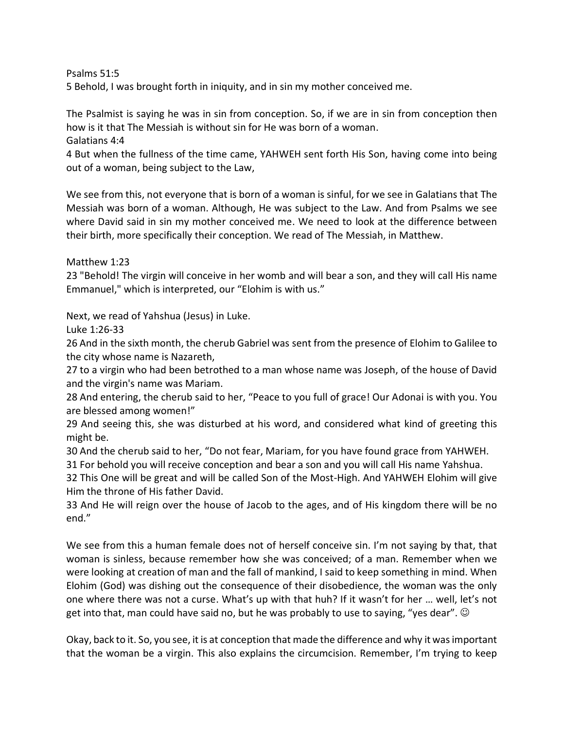Psalms 51:5
5 Behold, I was brought forth in iniquity, and in sin my mother conceived me.

The Psalmist is saying he was in sin from conception. So, if we are in sin from conception then how is it that The Messiah is without sin for He was born of a woman.
Galatians 4:4
4 But when the fullness of the time came, YAHWEH sent forth His Son, having come into being out of a woman, being subject to the Law,

We see from this, not everyone that is born of a woman is sinful, for we see in Galatians that The Messiah was born of a woman. Although, He was subject to the Law. And from Psalms we see where David said in sin my mother conceived me. We need to look at the difference between their birth, more specifically their conception. We read of The Messiah, in Matthew.

Matthew 1:23
23 "Behold! The virgin will conceive in her womb and will bear a son, and they will call His name Emmanuel," which is interpreted, our "Elohim is with us."

Next, we read of Yahshua (Jesus) in Luke.
Luke 1:26-33
26 And in the sixth month, the cherub Gabriel was sent from the presence of Elohim to Galilee to the city whose name is Nazareth,
27 to a virgin who had been betrothed to a man whose name was Joseph, of the house of David and the virgin's name was Mariam.
28 And entering, the cherub said to her, "Peace to you full of grace! Our Adonai is with you. You are blessed among women!"
29 And seeing this, she was disturbed at his word, and considered what kind of greeting this might be.
30 And the cherub said to her, "Do not fear, Mariam, for you have found grace from YAHWEH.
31 For behold you will receive conception and bear a son and you will call His name Yahshua.
32 This One will be great and will be called Son of the Most-High. And YAHWEH Elohim will give Him the throne of His father David.
33 And He will reign over the house of Jacob to the ages, and of His kingdom there will be no end."

We see from this a human female does not of herself conceive sin. I'm not saying by that, that woman is sinless, because remember how she was conceived; of a man. Remember when we were looking at creation of man and the fall of mankind, I said to keep something in mind. When Elohim (God) was dishing out the consequence of their disobedience, the woman was the only one where there was not a curse. What's up with that huh? If it wasn't for her … well, let's not get into that, man could have said no, but he was probably to use to saying, "yes dear". ☺

Okay, back to it. So, you see, it is at conception that made the difference and why it was important that the woman be a virgin. This also explains the circumcision. Remember, I'm trying to keep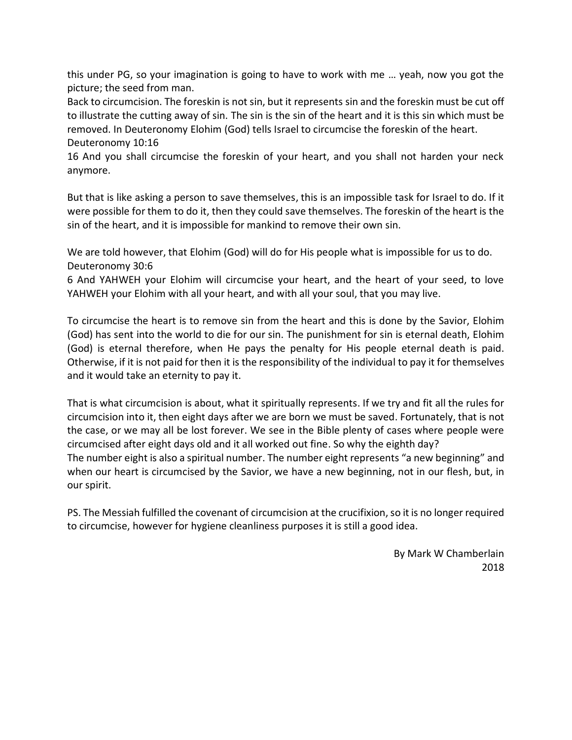this under PG, so your imagination is going to have to work with me … yeah, now you got the picture; the seed from man.

Back to circumcision. The foreskin is not sin, but it represents sin and the foreskin must be cut off to illustrate the cutting away of sin. The sin is the sin of the heart and it is this sin which must be removed. In Deuteronomy Elohim (God) tells Israel to circumcise the foreskin of the heart.

Deuteronomy 10:16

16 And you shall circumcise the foreskin of your heart, and you shall not harden your neck anymore.

But that is like asking a person to save themselves, this is an impossible task for Israel to do. If it were possible for them to do it, then they could save themselves. The foreskin of the heart is the sin of the heart, and it is impossible for mankind to remove their own sin.

We are told however, that Elohim (God) will do for His people what is impossible for us to do.

Deuteronomy 30:6

6 And YAHWEH your Elohim will circumcise your heart, and the heart of your seed, to love YAHWEH your Elohim with all your heart, and with all your soul, that you may live.

To circumcise the heart is to remove sin from the heart and this is done by the Savior, Elohim (God) has sent into the world to die for our sin. The punishment for sin is eternal death, Elohim (God) is eternal therefore, when He pays the penalty for His people eternal death is paid. Otherwise, if it is not paid for then it is the responsibility of the individual to pay it for themselves and it would take an eternity to pay it.

That is what circumcision is about, what it spiritually represents. If we try and fit all the rules for circumcision into it, then eight days after we are born we must be saved. Fortunately, that is not the case, or we may all be lost forever. We see in the Bible plenty of cases where people were circumcised after eight days old and it all worked out fine. So why the eighth day?

The number eight is also a spiritual number. The number eight represents "a new beginning" and when our heart is circumcised by the Savior, we have a new beginning, not in our flesh, but, in our spirit.

PS. The Messiah fulfilled the covenant of circumcision at the crucifixion, so it is no longer required to circumcise, however for hygiene cleanliness purposes it is still a good idea.

By Mark W Chamberlain
2018